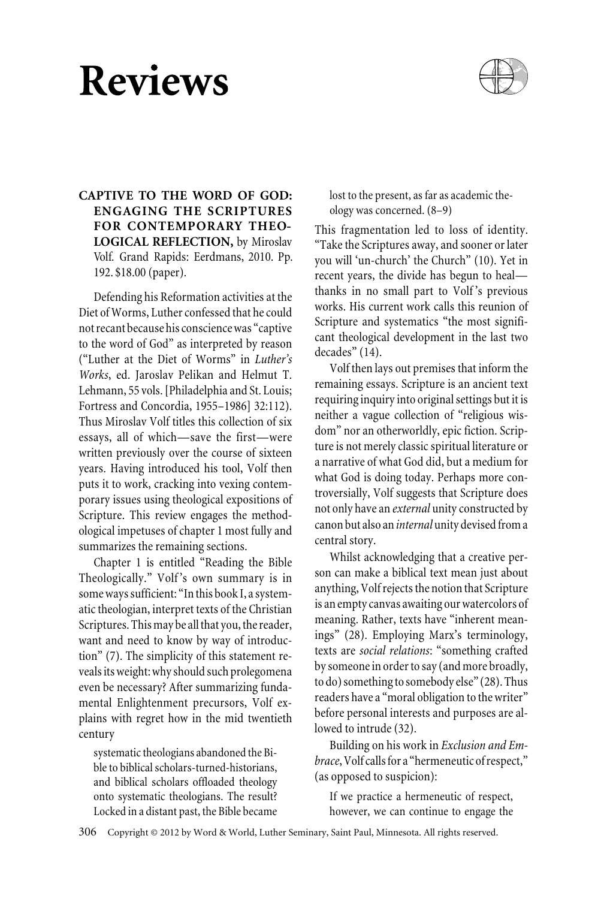# Reviews

**CAPTIVE TO THE WORD OF GOD: ENGAGING THE SCRIPTURES FOR CONTEMPORARY THEOLOGICAL REFLECTION,** by Miroslav Volf. Grand Rapids: Eerdmans, 2010. Pp. 192. $18.00 (paper).

Defending his Reformation activities at the Diet of Worms, Luther confessed that he could not recant because his conscience was "captive to the word of God" as interpreted by reason ("Luther at the Diet of Worms" in *Luther's Works*, ed. Jaroslav Pelikan and Helmut T. Lehmann, 55 vols. [Philadelphia and St. Louis; Fortress and Concordia, 1955–1986] 32:112). Thus Miroslav Volf titles this collection of six essays, all of which—save the first—were written previously over the course of sixteen years. Having introduced his tool, Volf then puts it to work, cracking into vexing contemporary issues using theological expositions of Scripture. This review engages the methodological impetuses of chapter 1 most fully and summarizes the remaining sections.

Chapter 1 is entitled "Reading the Bible Theologically." Volf's own summary is in some ways sufficient: "In this book I, a systematic theologian, interpret texts of the Christian Scriptures. This may be all that you, the reader, want and need to know by way of introduction" (7). The simplicity of this statement reveals its weight: why should such prolegomena even be necessary? After summarizing fundamental Enlightenment precursors, Volf explains with regret how in the mid twentieth century

> systematic theologians abandoned the Bible to biblical scholars-turned-historians, and biblical scholars offloaded theology onto systematic theologians. The result? Locked in a distant past, the Bible became lost to the present, as far as academic theology was concerned. (8–9)

This fragmentation led to loss of identity. "Take the Scriptures away, and sooner or later you will 'un-church' the Church" (10). Yet in recent years, the divide has begun to heal—thanks in no small part to Volf's previous works. His current work calls this reunion of Scripture and systematics "the most significant theological development in the last two decades" (14).

Volf then lays out premises that inform the remaining essays. Scripture is an ancient text requiring inquiry into original settings but it is neither a vague collection of "religious wisdom" nor an otherworldly, epic fiction. Scripture is not merely classic spiritual literature or a narrative of what God did, but a medium for what God is doing today. Perhaps more controversially, Volf suggests that Scripture does not only have an *external* unity constructed by canon but also an *internal* unity devised from a central story.

Whilst acknowledging that a creative person can make a biblical text mean just about anything, Volf rejects the notion that Scripture is an empty canvas awaiting our watercolors of meaning. Rather, texts have "inherent meanings" (28). Employing Marx's terminology, texts are *social relations*: "something crafted by someone in order to say (and more broadly, to do) something to somebody else" (28). Thus readers have a "moral obligation to the writer" before personal interests and purposes are allowed to intrude (32).

Building on his work in *Exclusion and Embrace*, Volf calls for a "hermeneutic of respect," (as opposed to suspicion):

> If we practice a hermeneutic of respect, however, we can continue to engage the

Copyright © 2012 by Word & World, Luther Seminary, Saint Paul, Minnesota. All rights reserved.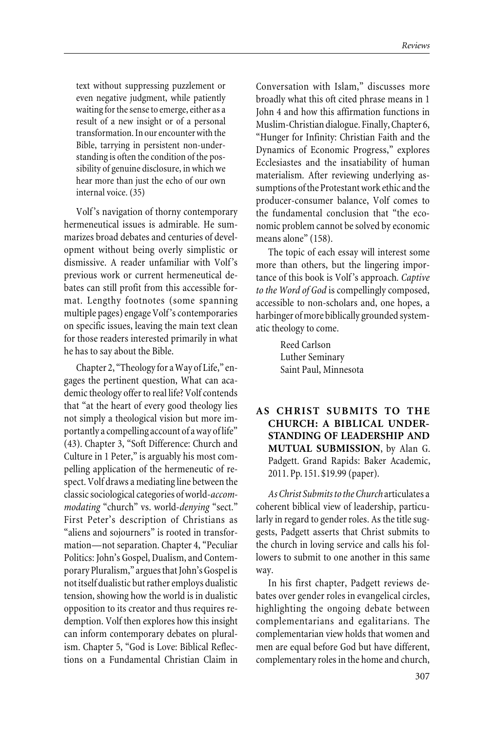> text without suppressing puzzlement or even negative judgment, while patiently waiting for the sense to emerge, either as a result of a new insight or of a personal transformation. In our encounter with the Bible, tarrying in persistent non-understanding is often the condition of the possibility of genuine disclosure, in which we hear more than just the echo of our own internal voice. (35)

Volf's navigation of thorny contemporary hermeneutical issues is admirable. He summarizes broad debates and centuries of development without being overly simplistic or dismissive. A reader unfamiliar with Volf's previous work or current hermeneutical debates can still profit from this accessible format. Lengthy footnotes (some spanning multiple pages) engage Volf's contemporaries on specific issues, leaving the main text clean for those readers interested primarily in what he has to say about the Bible.

Chapter 2, "Theology for a Way of Life," engages the pertinent question, What can academic theology offer to real life? Volf contends that "at the heart of every good theology lies not simply a theological vision but more importantly a compelling account of a way of life" (43). Chapter 3, "Soft Difference: Church and Culture in 1 Peter," is arguably his most compelling application of the hermeneutic of respect. Volf draws a mediating line between the classic sociological categories of world-*accommodating* "church" vs. world-*denying* "sect." First Peter's description of Christians as "aliens and sojourners" is rooted in transformation—not separation. Chapter 4, "Peculiar Politics: John's Gospel, Dualism, and Contemporary Pluralism," argues that John's Gospel is not itself dualistic but rather employs dualistic tension, showing how the world is in dualistic opposition to its creator and thus requires redemption. Volf then explores how this insight can inform contemporary debates on pluralism. Chapter 5, "God is Love: Biblical Reflections on a Fundamental Christian Claim in Conversation with Islam," discusses more broadly what this oft cited phrase means in 1 John 4 and how this affirmation functions in Muslim-Christian dialogue. Finally, Chapter 6, "Hunger for Infinity: Christian Faith and the Dynamics of Economic Progress," explores Ecclesiastes and the insatiability of human materialism. After reviewing underlying assumptions of the Protestant work ethic and the producer-consumer balance, Volf comes to the fundamental conclusion that "the economic problem cannot be solved by economic means alone" (158).

The topic of each essay will interest some more than others, but the lingering importance of this book is Volf's approach. *Captive to the Word of God* is compellingly composed, accessible to non-scholars and, one hopes, a harbinger of more biblically grounded systematic theology to come.

Reed Carlson
Luther Seminary
Saint Paul, Minnesota

**AS CHRIST SUBMITS TO THE CHURCH: A BIBLICAL UNDERSTANDING OF LEADERSHIP AND MUTUAL SUBMISSION**, by Alan G. Padgett. Grand Rapids: Baker Academic, 2011. Pp. 151. $19.99 (paper).

*As Christ Submits to the Church* articulates a coherent biblical view of leadership, particularly in regard to gender roles. As the title suggests, Padgett asserts that Christ submits to the church in loving service and calls his followers to submit to one another in this same way.

In his first chapter, Padgett reviews debates over gender roles in evangelical circles, highlighting the ongoing debate between complementarians and egalitarians. The complementarian view holds that women and men are equal before God but have different, complementary roles in the home and church,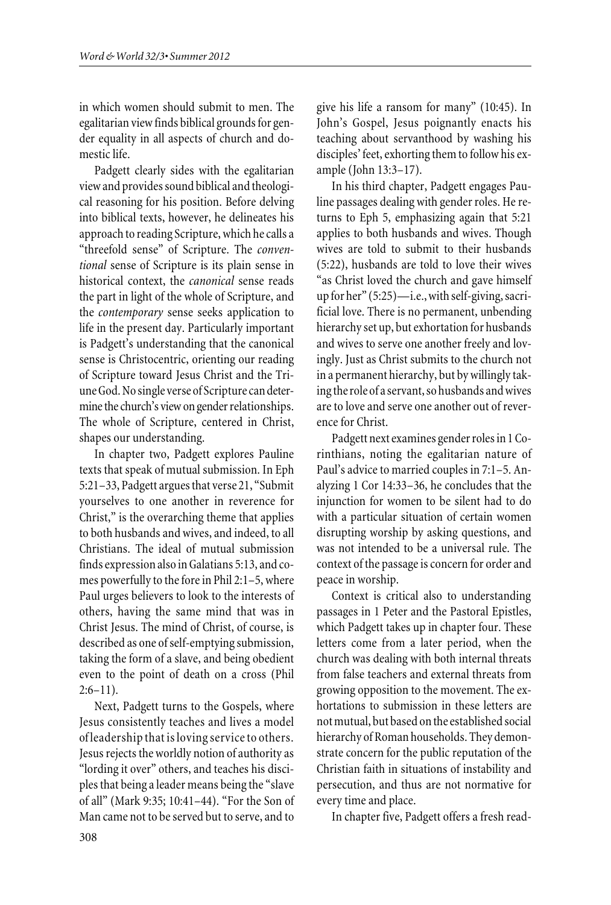in which women should submit to men. The egalitarian view finds biblical grounds for gender equality in all aspects of church and domestic life.

Padgett clearly sides with the egalitarian view and provides sound biblical and theological reasoning for his position. Before delving into biblical texts, however, he delineates his approach to reading Scripture, which he calls a "threefold sense" of Scripture. The *conventional* sense of Scripture is its plain sense in historical context, the *canonical* sense reads the part in light of the whole of Scripture, and the *contemporary* sense seeks application to life in the present day. Particularly important is Padgett's understanding that the canonical sense is Christocentric, orienting our reading of Scripture toward Jesus Christ and the Triune God. No single verse of Scripture can determine the church's view on gender relationships. The whole of Scripture, centered in Christ, shapes our understanding.

In chapter two, Padgett explores Pauline texts that speak of mutual submission. In Eph 5:21–33, Padgett argues that verse 21, "Submit yourselves to one another in reverence for Christ," is the overarching theme that applies to both husbands and wives, and indeed, to all Christians. The ideal of mutual submission finds expression also in Galatians 5:13, and comes powerfully to the fore in Phil 2:1–5, where Paul urges believers to look to the interests of others, having the same mind that was in Christ Jesus. The mind of Christ, of course, is described as one of self-emptying submission, taking the form of a slave, and being obedient even to the point of death on a cross (Phil 2:6–11).

Next, Padgett turns to the Gospels, where Jesus consistently teaches and lives a model of leadership that is loving service to others. Jesus rejects the worldly notion of authority as "lording it over" others, and teaches his disciples that being a leader means being the "slave of all" (Mark 9:35; 10:41–44). "For the Son of Man came not to be served but to serve, and to give his life a ransom for many" (10:45). In John's Gospel, Jesus poignantly enacts his teaching about servanthood by washing his disciples' feet, exhorting them to follow his example (John 13:3–17).

In his third chapter, Padgett engages Pauline passages dealing with gender roles. He returns to Eph 5, emphasizing again that 5:21 applies to both husbands and wives. Though wives are told to submit to their husbands (5:22), husbands are told to love their wives "as Christ loved the church and gave himself up for her" (5:25)—i.e., with self-giving, sacrificial love. There is no permanent, unbending hierarchy set up, but exhortation for husbands and wives to serve one another freely and lovingly. Just as Christ submits to the church not in a permanent hierarchy, but by willingly taking the role of a servant, so husbands and wives are to love and serve one another out of reverence for Christ.

Padgett next examines gender roles in 1 Corinthians, noting the egalitarian nature of Paul's advice to married couples in 7:1–5. Analyzing 1 Cor 14:33–36, he concludes that the injunction for women to be silent had to do with a particular situation of certain women disrupting worship by asking questions, and was not intended to be a universal rule. The context of the passage is concern for order and peace in worship.

Context is critical also to understanding passages in 1 Peter and the Pastoral Epistles, which Padgett takes up in chapter four. These letters come from a later period, when the church was dealing with both internal threats from false teachers and external threats from growing opposition to the movement. The exhortations to submission in these letters are not mutual, but based on the established social hierarchy of Roman households. They demonstrate concern for the public reputation of the Christian faith in situations of instability and persecution, and thus are not normative for every time and place.

In chapter five, Padgett offers a fresh read-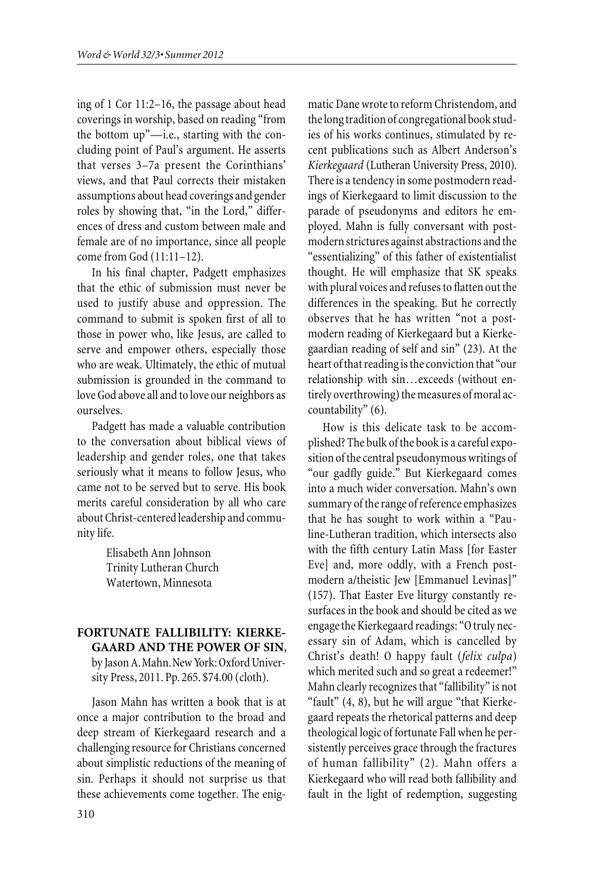ing of 1 Cor 11:2–16, the passage about head coverings in worship, based on reading "from the bottom up"—i.e., starting with the concluding point of Paul's argument. He asserts that verses 3–7a present the Corinthians' views, and that Paul corrects their mistaken assumptions about head coverings and gender roles by showing that, "in the Lord," differences of dress and custom between male and female are of no importance, since all people come from God (11:11–12).

In his final chapter, Padgett emphasizes that the ethic of submission must never be used to justify abuse and oppression. The command to submit is spoken first of all to those in power who, like Jesus, are called to serve and empower others, especially those who are weak. Ultimately, the ethic of mutual submission is grounded in the command to love God above all and to love our neighbors as ourselves.

Padgett has made a valuable contribution to the conversation about biblical views of leadership and gender roles, one that takes seriously what it means to follow Jesus, who came not to be served but to serve. His book merits careful consideration by all who care about Christ-centered leadership and community life.

Elisabeth Ann Johnson
Trinity Lutheran Church
Watertown, Minnesota

**FORTUNATE FALLIBILITY: KIERKEGAARD AND THE POWER OF SIN**, by Jason A. Mahn. New York: Oxford University Press, 2011. Pp. 265. $74.00 (cloth).

Jason Mahn has written a book that is at once a major contribution to the broad and deep stream of Kierkegaard research and a challenging resource for Christians concerned about simplistic reductions of the meaning of sin. Perhaps it should not surprise us that these achievements come together. The enigmatic Dane wrote to reform Christendom, and the long tradition of congregational book studies of his works continues, stimulated by recent publications such as Albert Anderson's *Kierkegaard* (Lutheran University Press, 2010). There is a tendency in some postmodern readings of Kierkegaard to limit discussion to the parade of pseudonyms and editors he employed. Mahn is fully conversant with postmodern strictures against abstractions and the "essentializing" of this father of existentialist thought. He will emphasize that SK speaks with plural voices and refuses to flatten out the differences in the speaking. But he correctly observes that he has written "not a postmodern reading of Kierkegaard but a Kierkegaardian reading of self and sin" (23). At the heart of that reading is the conviction that "our relationship with sin…exceeds (without entirely overthrowing) the measures of moral accountability" (6).

How is this delicate task to be accomplished? The bulk of the book is a careful exposition of the central pseudonymous writings of "our gadfly guide." But Kierkegaard comes into a much wider conversation. Mahn's own summary of the range of reference emphasizes that he has sought to work within a "Pauline-Lutheran tradition, which intersects also with the fifth century Latin Mass [for Easter Eve] and, more oddly, with a French postmodern a/theistic Jew [Emmanuel Levinas]" (157). That Easter Eve liturgy constantly resurfaces in the book and should be cited as we engage the Kierkegaard readings: "O truly necessary sin of Adam, which is cancelled by Christ's death! O happy fault (*felix culpa*) which merited such and so great a redeemer!" Mahn clearly recognizes that "fallibility" is not "fault" (4, 8), but he will argue "that Kierkegaard repeats the rhetorical patterns and deep theological logic of fortunate Fall when he persistently perceives grace through the fractures of human fallibility" (2). Mahn offers a Kierkegaard who will read both fallibility and fault in the light of redemption, suggesting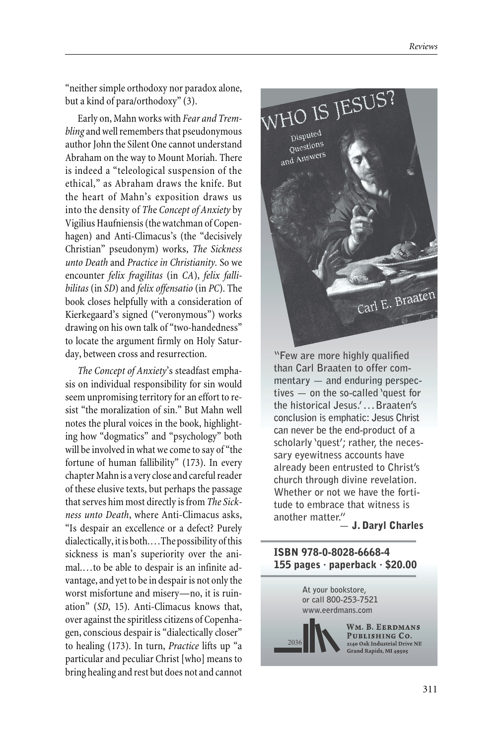"neither simple orthodoxy nor paradox alone, but a kind of para/orthodoxy" (3).

Early on, Mahn works with *Fear and Trembling* and well remembers that pseudonymous author John the Silent One cannot understand Abraham on the way to Mount Moriah. There is indeed a "teleological suspension of the ethical," as Abraham draws the knife. But the heart of Mahn's exposition draws us into the density of *The Concept of Anxiety* by Vigilius Haufniensis (the watchman of Copenhagen) and Anti-Climacus's (the "decisively Christian" pseudonym) works, *The Sickness unto Death* and *Practice in Christianity*. So we encounter *felix fragilitas* (in *CA*), *felix fallibilitas* (in *SD*) and *felix offensatio* (in *PC*). The book closes helpfully with a consideration of Kierkegaard's signed ("veronymous") works drawing on his own talk of "two-handedness" to locate the argument firmly on Holy Saturday, between cross and resurrection.

*The Concept of Anxiety*'s steadfast emphasis on individual responsibility for sin would seem unpromising territory for an effort to resist "the moralization of sin." But Mahn well notes the plural voices in the book, highlighting how "dogmatics" and "psychology" both will be involved in what we come to say of "the fortune of human fallibility" (173). In every chapter Mahn is a very close and careful reader of these elusive texts, but perhaps the passage that serves him most directly is from *The Sickness unto Death*, where Anti-Climacus asks, "Is despair an excellence or a defect? Purely dialectically, it is both.…The possibility of this sickness is man's superiority over the animal.…to be able to despair is an infinite advantage, and yet to be in despair is not only the worst misfortune and misery—no, it is ruination" (*SD*, 15). Anti-Climacus knows that, over against the spiritless citizens of Copenhagen, conscious despair is "dialectically closer" to healing (173). In turn, *Practice* lifts up "a particular and peculiar Christ [who] means to bring healing and rest but does not and cannot

WHO IS JESUS?
Disputed Questions and Answers
Carl E. Braaten

**"Few are more highly qualified than Carl Braaten to offer commentary — and enduring perspectives — on the so-called 'quest for the historical Jesus.' … Braaten's conclusion is emphatic: Jesus Christ can never be the end-product of a scholarly 'quest'; rather, the necessary eyewitness accounts have already been entrusted to Christ's church through divine revelation. Whether or not we have the fortitude to embrace that witness is another matter."**
— **J. Daryl Charles**

**ISBN 978-0-8028-6668-4**
**155 pages · paperback · $20.00**

At your bookstore,
or call 800-253-7521
www.eerdmans.com

Wm. B. Eerdmans Publishing Co.
2140 Oak Industrial Drive NE
Grand Rapids, MI 49505

2036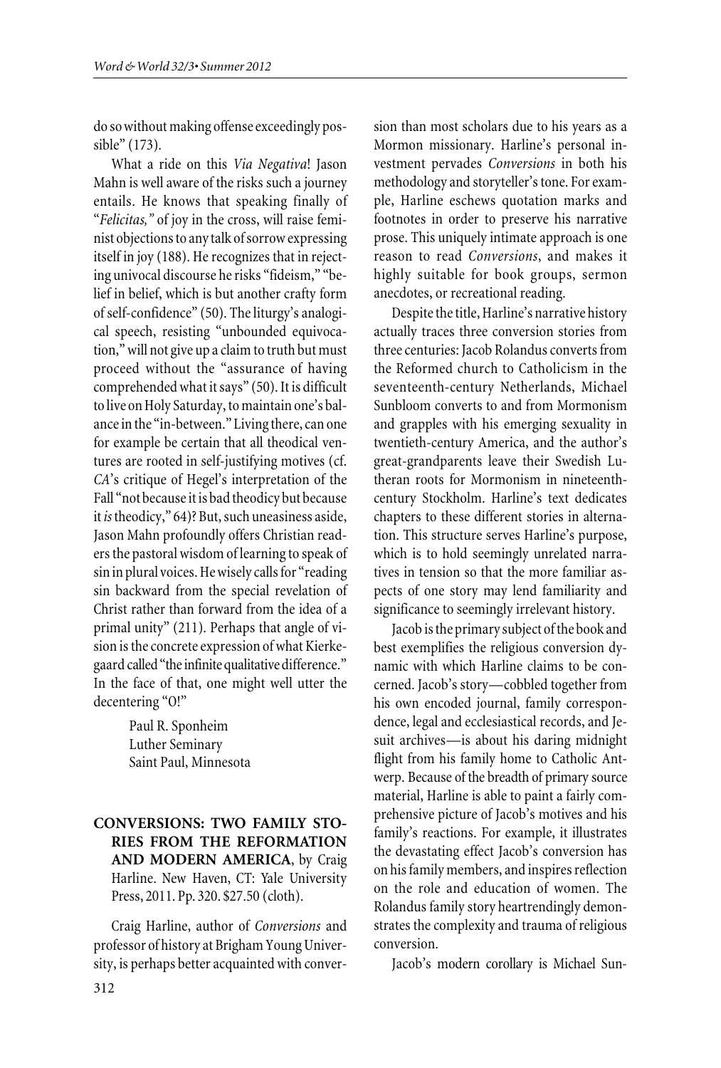do so without making offense exceedingly possible" (173).

What a ride on this *Via Negativa*! Jason Mahn is well aware of the risks such a journey entails. He knows that speaking finally of "*Felicitas,*" of joy in the cross, will raise feminist objections to any talk of sorrow expressing itself in joy (188). He recognizes that in rejecting univocal discourse he risks "fideism," "belief in belief, which is but another crafty form of self-confidence" (50). The liturgy's analogical speech, resisting "unbounded equivocation," will not give up a claim to truth but must proceed without the "assurance of having comprehended what it says" (50). It is difficult to live on Holy Saturday, to maintain one's balance in the "in-between." Living there, can one for example be certain that all theodical ventures are rooted in self-justifying motives (cf. *CA*'s critique of Hegel's interpretation of the Fall "not because it is bad theodicy but because it *is* theodicy," 64)? But, such uneasiness aside, Jason Mahn profoundly offers Christian readers the pastoral wisdom of learning to speak of sin in plural voices. He wisely calls for "reading sin backward from the special revelation of Christ rather than forward from the idea of a primal unity" (211). Perhaps that angle of vision is the concrete expression of what Kierkegaard called "the infinite qualitative difference." In the face of that, one might well utter the decentering "O!"

Paul R. Sponheim
Luther Seminary
Saint Paul, Minnesota

**CONVERSIONS: TWO FAMILY STORIES FROM THE REFORMATION AND MODERN AMERICA**, by Craig Harline. New Haven, CT: Yale University Press, 2011. Pp. 320. $27.50 (cloth).

Craig Harline, author of *Conversions* and professor of history at Brigham Young University, is perhaps better acquainted with conversion than most scholars due to his years as a Mormon missionary. Harline's personal investment pervades *Conversions* in both his methodology and storyteller's tone. For example, Harline eschews quotation marks and footnotes in order to preserve his narrative prose. This uniquely intimate approach is one reason to read *Conversions*, and makes it highly suitable for book groups, sermon anecdotes, or recreational reading.

Despite the title, Harline's narrative history actually traces three conversion stories from three centuries: Jacob Rolandus converts from the Reformed church to Catholicism in the seventeenth-century Netherlands, Michael Sunbloom converts to and from Mormonism and grapples with his emerging sexuality in twentieth-century America, and the author's great-grandparents leave their Swedish Lutheran roots for Mormonism in nineteenth-century Stockholm. Harline's text dedicates chapters to these different stories in alternation. This structure serves Harline's purpose, which is to hold seemingly unrelated narratives in tension so that the more familiar aspects of one story may lend familiarity and significance to seemingly irrelevant history.

Jacob is the primary subject of the book and best exemplifies the religious conversion dynamic with which Harline claims to be concerned. Jacob's story—cobbled together from his own encoded journal, family correspondence, legal and ecclesiastical records, and Jesuit archives—is about his daring midnight flight from his family home to Catholic Antwerp. Because of the breadth of primary source material, Harline is able to paint a fairly comprehensive picture of Jacob's motives and his family's reactions. For example, it illustrates the devastating effect Jacob's conversion has on his family members, and inspires reflection on the role and education of women. The Rolandus family story heartrendingly demonstrates the complexity and trauma of religious conversion.

Jacob's modern corollary is Michael Sun-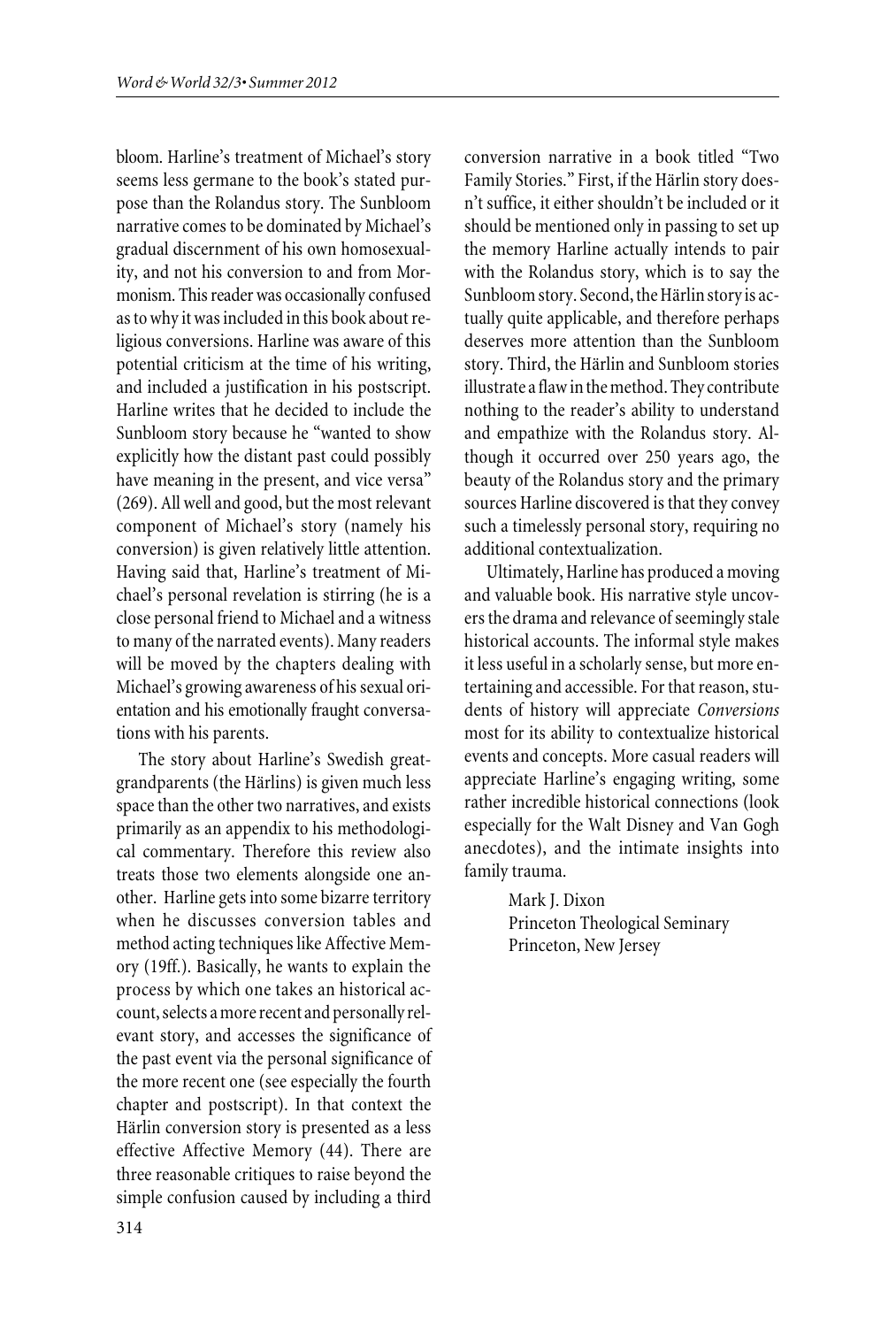bloom. Harline's treatment of Michael's story seems less germane to the book's stated purpose than the Rolandus story. The Sunbloom narrative comes to be dominated by Michael's gradual discernment of his own homosexuality, and not his conversion to and from Mormonism. This reader was occasionally confused as to why it was included in this book about religious conversions. Harline was aware of this potential criticism at the time of his writing, and included a justification in his postscript. Harline writes that he decided to include the Sunbloom story because he "wanted to show explicitly how the distant past could possibly have meaning in the present, and vice versa" (269). All well and good, but the most relevant component of Michael's story (namely his conversion) is given relatively little attention. Having said that, Harline's treatment of Michael's personal revelation is stirring (he is a close personal friend to Michael and a witness to many of the narrated events). Many readers will be moved by the chapters dealing with Michael's growing awareness of his sexual orientation and his emotionally fraught conversations with his parents.

The story about Harline's Swedish great-grandparents (the Härlins) is given much less space than the other two narratives, and exists primarily as an appendix to his methodological commentary. Therefore this review also treats those two elements alongside one another. Harline gets into some bizarre territory when he discusses conversion tables and method acting techniques like Affective Memory (19ff.). Basically, he wants to explain the process by which one takes an historical account, selects a more recent and personally relevant story, and accesses the significance of the past event via the personal significance of the more recent one (see especially the fourth chapter and postscript). In that context the Härlin conversion story is presented as a less effective Affective Memory (44). There are three reasonable critiques to raise beyond the simple confusion caused by including a third conversion narrative in a book titled "Two Family Stories." First, if the Härlin story doesn't suffice, it either shouldn't be included or it should be mentioned only in passing to set up the memory Harline actually intends to pair with the Rolandus story, which is to say the Sunbloom story. Second, the Härlin story is actually quite applicable, and therefore perhaps deserves more attention than the Sunbloom story. Third, the Härlin and Sunbloom stories illustrate a flaw in the method. They contribute nothing to the reader's ability to understand and empathize with the Rolandus story. Although it occurred over 250 years ago, the beauty of the Rolandus story and the primary sources Harline discovered is that they convey such a timelessly personal story, requiring no additional contextualization.

Ultimately, Harline has produced a moving and valuable book. His narrative style uncovers the drama and relevance of seemingly stale historical accounts. The informal style makes it less useful in a scholarly sense, but more entertaining and accessible. For that reason, students of history will appreciate *Conversions* most for its ability to contextualize historical events and concepts. More casual readers will appreciate Harline's engaging writing, some rather incredible historical connections (look especially for the Walt Disney and Van Gogh anecdotes), and the intimate insights into family trauma.

Mark J. Dixon
Princeton Theological Seminary
Princeton, New Jersey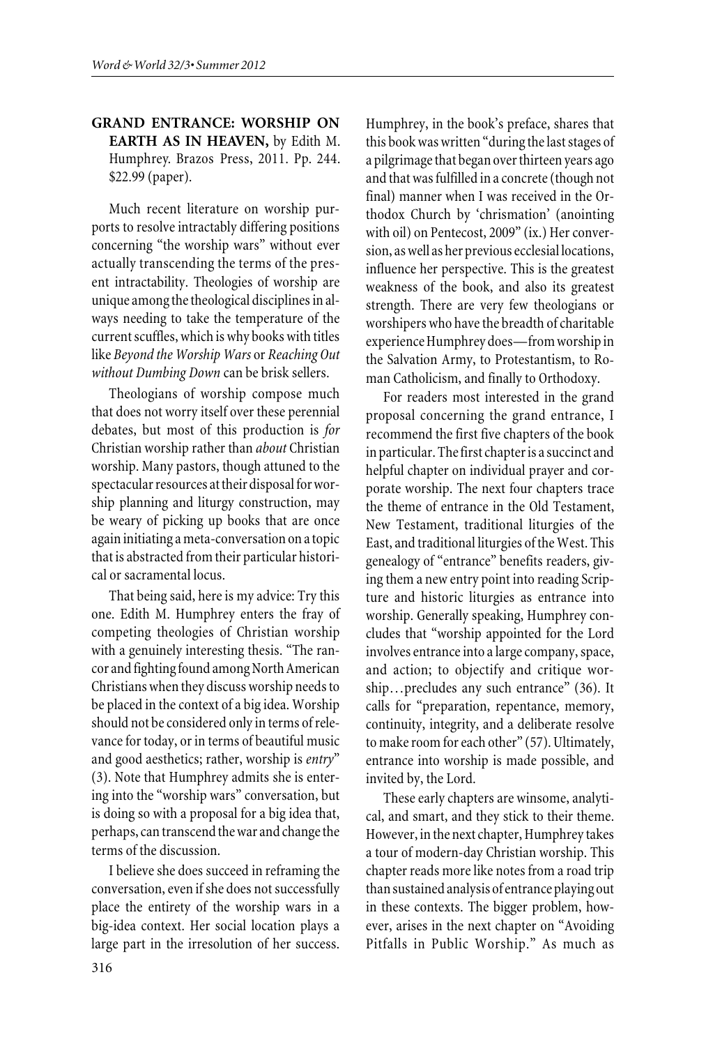**GRAND ENTRANCE: WORSHIP ON EARTH AS IN HEAVEN,** by Edith M. Humphrey. Brazos Press, 2011. Pp. 244. $22.99 (paper).

Much recent literature on worship purports to resolve intractably differing positions concerning "the worship wars" without ever actually transcending the terms of the present intractability. Theologies of worship are unique among the theological disciplines in always needing to take the temperature of the current scuffles, which is why books with titles like *Beyond the Worship Wars* or *Reaching Out without Dumbing Down* can be brisk sellers.

Theologians of worship compose much that does not worry itself over these perennial debates, but most of this production is *for* Christian worship rather than *about* Christian worship. Many pastors, though attuned to the spectacular resources at their disposal for worship planning and liturgy construction, may be weary of picking up books that are once again initiating a meta-conversation on a topic that is abstracted from their particular historical or sacramental locus.

That being said, here is my advice: Try this one. Edith M. Humphrey enters the fray of competing theologies of Christian worship with a genuinely interesting thesis. "The rancor and fighting found among North American Christians when they discuss worship needs to be placed in the context of a big idea. Worship should not be considered only in terms of relevance for today, or in terms of beautiful music and good aesthetics; rather, worship is *entry*" (3). Note that Humphrey admits she is entering into the "worship wars" conversation, but is doing so with a proposal for a big idea that, perhaps, can transcend the war and change the terms of the discussion.

I believe she does succeed in reframing the conversation, even if she does not successfully place the entirety of the worship wars in a big-idea context. Her social location plays a large part in the irresolution of her success. Humphrey, in the book's preface, shares that this book was written "during the last stages of a pilgrimage that began over thirteen years ago and that was fulfilled in a concrete (though not final) manner when I was received in the Orthodox Church by 'chrismation' (anointing with oil) on Pentecost, 2009" (ix.) Her conversion, as well as her previous ecclesial locations, influence her perspective. This is the greatest weakness of the book, and also its greatest strength. There are very few theologians or worshipers who have the breadth of charitable experience Humphrey does—from worship in the Salvation Army, to Protestantism, to Roman Catholicism, and finally to Orthodoxy.

For readers most interested in the grand proposal concerning the grand entrance, I recommend the first five chapters of the book in particular. The first chapter is a succinct and helpful chapter on individual prayer and corporate worship. The next four chapters trace the theme of entrance in the Old Testament, New Testament, traditional liturgies of the East, and traditional liturgies of the West. This genealogy of "entrance" benefits readers, giving them a new entry point into reading Scripture and historic liturgies as entrance into worship. Generally speaking, Humphrey concludes that "worship appointed for the Lord involves entrance into a large company, space, and action; to objectify and critique worship…precludes any such entrance" (36). It calls for "preparation, repentance, memory, continuity, integrity, and a deliberate resolve to make room for each other" (57). Ultimately, entrance into worship is made possible, and invited by, the Lord.

These early chapters are winsome, analytical, and smart, and they stick to their theme. However, in the next chapter, Humphrey takes a tour of modern-day Christian worship. This chapter reads more like notes from a road trip than sustained analysis of entrance playing out in these contexts. The bigger problem, however, arises in the next chapter on "Avoiding Pitfalls in Public Worship." As much as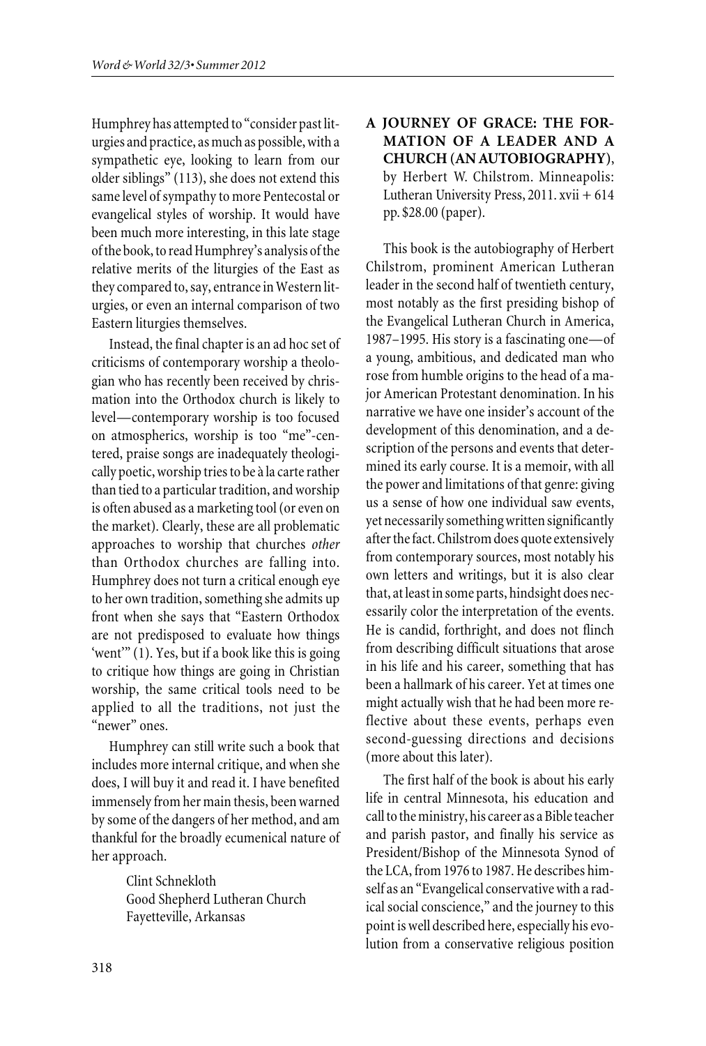Humphrey has attempted to "consider past liturgies and practice, as much as possible, with a sympathetic eye, looking to learn from our older siblings" (113), she does not extend this same level of sympathy to more Pentecostal or evangelical styles of worship. It would have been much more interesting, in this late stage of the book, to read Humphrey's analysis of the relative merits of the liturgies of the East as they compared to, say, entrance in Western liturgies, or even an internal comparison of two Eastern liturgies themselves.

Instead, the final chapter is an ad hoc set of criticisms of contemporary worship a theologian who has recently been received by chrismation into the Orthodox church is likely to level—contemporary worship is too focused on atmospherics, worship is too "me"-centered, praise songs are inadequately theologically poetic, worship tries to be à la carte rather than tied to a particular tradition, and worship is often abused as a marketing tool (or even on the market). Clearly, these are all problematic approaches to worship that churches *other* than Orthodox churches are falling into. Humphrey does not turn a critical enough eye to her own tradition, something she admits up front when she says that "Eastern Orthodox are not predisposed to evaluate how things 'went'" (1). Yes, but if a book like this is going to critique how things are going in Christian worship, the same critical tools need to be applied to all the traditions, not just the "newer" ones.

Humphrey can still write such a book that includes more internal critique, and when she does, I will buy it and read it. I have benefited immensely from her main thesis, been warned by some of the dangers of her method, and am thankful for the broadly ecumenical nature of her approach.

Clint Schnekloth
Good Shepherd Lutheran Church
Fayetteville, Arkansas

**A JOURNEY OF GRACE: THE FORMATION OF A LEADER AND A CHURCH (AN AUTOBIOGRAPHY)**, by Herbert W. Chilstrom. Minneapolis: Lutheran University Press, 2011. xvii + 614 pp. $28.00 (paper).

This book is the autobiography of Herbert Chilstrom, prominent American Lutheran leader in the second half of twentieth century, most notably as the first presiding bishop of the Evangelical Lutheran Church in America, 1987–1995. His story is a fascinating one—of a young, ambitious, and dedicated man who rose from humble origins to the head of a major American Protestant denomination. In his narrative we have one insider's account of the development of this denomination, and a description of the persons and events that determined its early course. It is a memoir, with all the power and limitations of that genre: giving us a sense of how one individual saw events, yet necessarily something written significantly after the fact. Chilstrom does quote extensively from contemporary sources, most notably his own letters and writings, but it is also clear that, at least in some parts, hindsight does necessarily color the interpretation of the events. He is candid, forthright, and does not flinch from describing difficult situations that arose in his life and his career, something that has been a hallmark of his career. Yet at times one might actually wish that he had been more reflective about these events, perhaps even second-guessing directions and decisions (more about this later).

The first half of the book is about his early life in central Minnesota, his education and call to the ministry, his career as a Bible teacher and parish pastor, and finally his service as President/Bishop of the Minnesota Synod of the LCA, from 1976 to 1987. He describes himself as an "Evangelical conservative with a radical social conscience," and the journey to this point is well described here, especially his evolution from a conservative religious position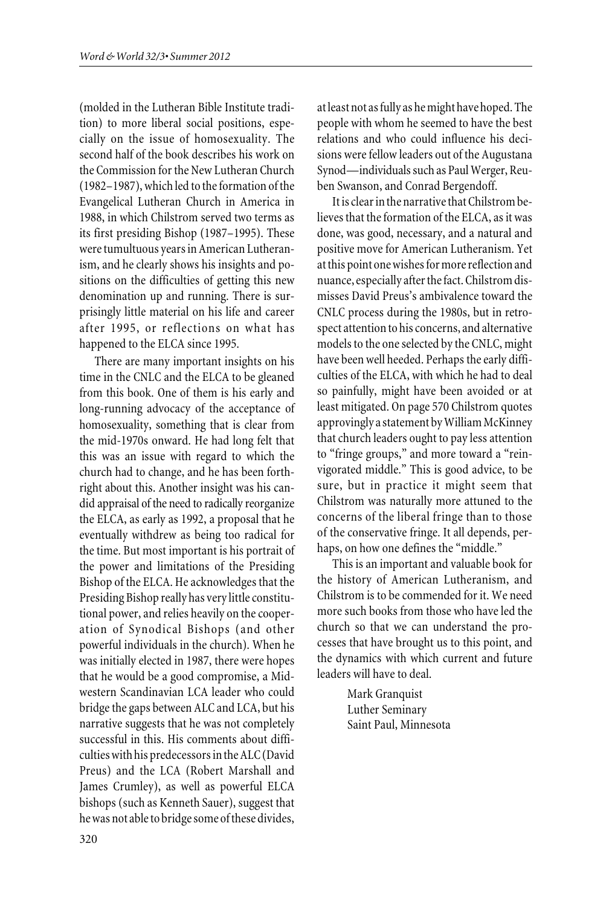(molded in the Lutheran Bible Institute tradition) to more liberal social positions, especially on the issue of homosexuality. The second half of the book describes his work on the Commission for the New Lutheran Church (1982–1987), which led to the formation of the Evangelical Lutheran Church in America in 1988, in which Chilstrom served two terms as its first presiding Bishop (1987–1995). These were tumultuous years in American Lutheranism, and he clearly shows his insights and positions on the difficulties of getting this new denomination up and running. There is surprisingly little material on his life and career after 1995, or reflections on what has happened to the ELCA since 1995.

There are many important insights on his time in the CNLC and the ELCA to be gleaned from this book. One of them is his early and long-running advocacy of the acceptance of homosexuality, something that is clear from the mid-1970s onward. He had long felt that this was an issue with regard to which the church had to change, and he has been forthright about this. Another insight was his candid appraisal of the need to radically reorganize the ELCA, as early as 1992, a proposal that he eventually withdrew as being too radical for the time. But most important is his portrait of the power and limitations of the Presiding Bishop of the ELCA. He acknowledges that the Presiding Bishop really has very little constitutional power, and relies heavily on the cooperation of Synodical Bishops (and other powerful individuals in the church). When he was initially elected in 1987, there were hopes that he would be a good compromise, a Midwestern Scandinavian LCA leader who could bridge the gaps between ALC and LCA, but his narrative suggests that he was not completely successful in this. His comments about difficulties with his predecessors in the ALC (David Preus) and the LCA (Robert Marshall and James Crumley), as well as powerful ELCA bishops (such as Kenneth Sauer), suggest that he was not able to bridge some of these divides, at least not as fully as he might have hoped. The people with whom he seemed to have the best relations and who could influence his decisions were fellow leaders out of the Augustana Synod—individuals such as Paul Werger, Reuben Swanson, and Conrad Bergendoff.

It is clear in the narrative that Chilstrom believes that the formation of the ELCA, as it was done, was good, necessary, and a natural and positive move for American Lutheranism. Yet at this point one wishes for more reflection and nuance, especially after the fact. Chilstrom dismisses David Preus's ambivalence toward the CNLC process during the 1980s, but in retrospect attention to his concerns, and alternative models to the one selected by the CNLC, might have been well heeded. Perhaps the early difficulties of the ELCA, with which he had to deal so painfully, might have been avoided or at least mitigated. On page 570 Chilstrom quotes approvingly a statement by William McKinney that church leaders ought to pay less attention to "fringe groups," and more toward a "reinvigorated middle." This is good advice, to be sure, but in practice it might seem that Chilstrom was naturally more attuned to the concerns of the liberal fringe than to those of the conservative fringe. It all depends, perhaps, on how one defines the "middle."

This is an important and valuable book for the history of American Lutheranism, and Chilstrom is to be commended for it. We need more such books from those who have led the church so that we can understand the processes that have brought us to this point, and the dynamics with which current and future leaders will have to deal.

Mark Granquist
Luther Seminary
Saint Paul, Minnesota